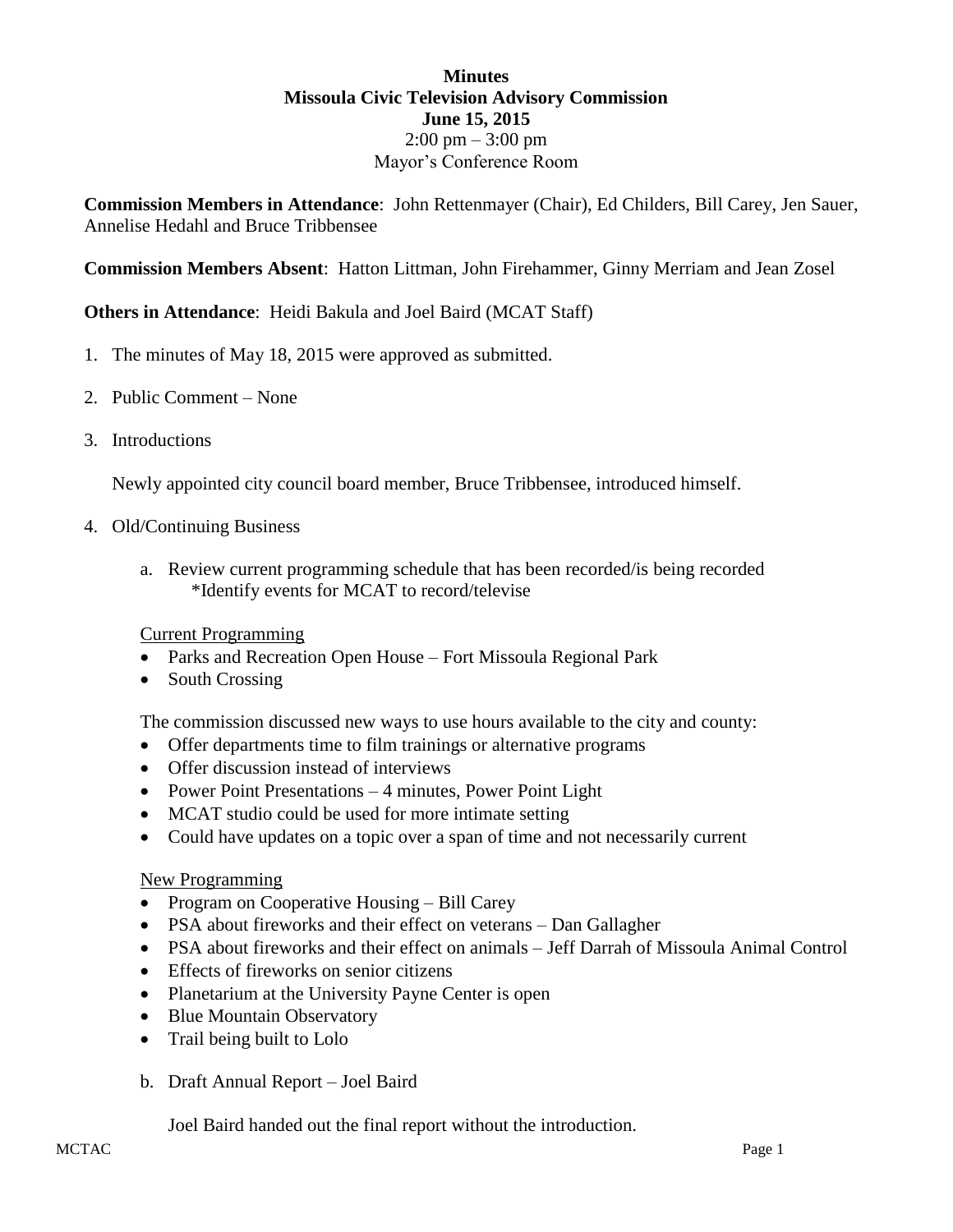**Minutes**
**Missoula Civic Television Advisory Commission**
**June 15, 2015**
2:00 pm – 3:00 pm
Mayor's Conference Room

**Commission Members in Attendance**: John Rettenmayer (Chair), Ed Childers, Bill Carey, Jen Sauer, Annelise Hedahl and Bruce Tribbensee

**Commission Members Absent**: Hatton Littman, John Firehammer, Ginny Merriam and Jean Zosel

**Others in Attendance**: Heidi Bakula and Joel Baird (MCAT Staff)

1. The minutes of May 18, 2015 were approved as submitted.

2. Public Comment – None

3. Introductions

   Newly appointed city council board member, Bruce Tribbensee, introduced himself.

4. Old/Continuing Business

   a. Review current programming schedule that has been recorded/is being recorded
      *Identify events for MCAT to record/televise

   Current Programming
   - Parks and Recreation Open House – Fort Missoula Regional Park
   - South Crossing

   The commission discussed new ways to use hours available to the city and county:
   - Offer departments time to film trainings or alternative programs
   - Offer discussion instead of interviews
   - Power Point Presentations – 4 minutes, Power Point Light
   - MCAT studio could be used for more intimate setting
   - Could have updates on a topic over a span of time and not necessarily current

   New Programming
   - Program on Cooperative Housing – Bill Carey
   - PSA about fireworks and their effect on veterans – Dan Gallagher
   - PSA about fireworks and their effect on animals – Jeff Darrah of Missoula Animal Control
   - Effects of fireworks on senior citizens
   - Planetarium at the University Payne Center is open
   - Blue Mountain Observatory
   - Trail being built to Lolo

   b. Draft Annual Report – Joel Baird

      Joel Baird handed out the final report without the introduction.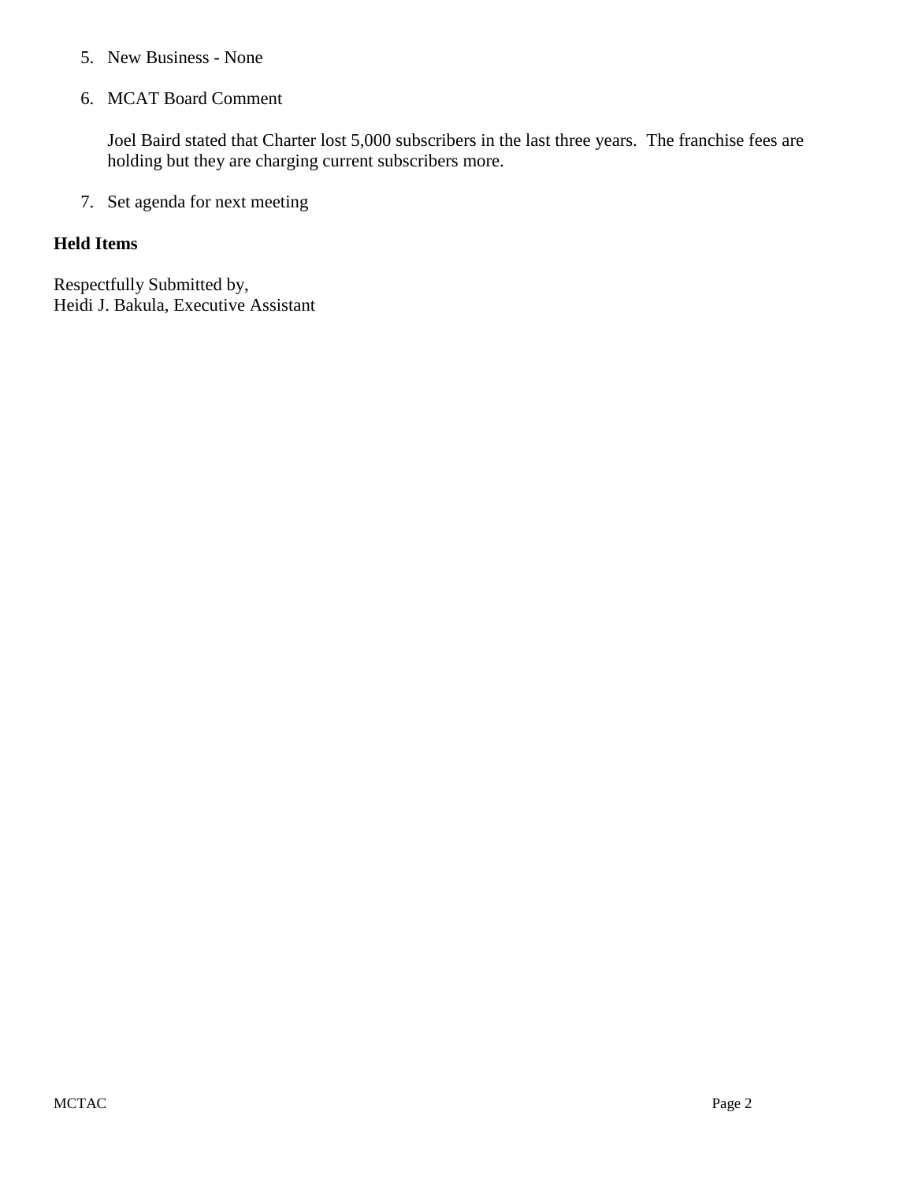5. New Business - None

6. MCAT Board Comment

   Joel Baird stated that Charter lost 5,000 subscribers in the last three years. The franchise fees are holding but they are charging current subscribers more.

7. Set agenda for next meeting

**Held Items**

Respectfully Submitted by,
Heidi J. Bakula, Executive Assistant